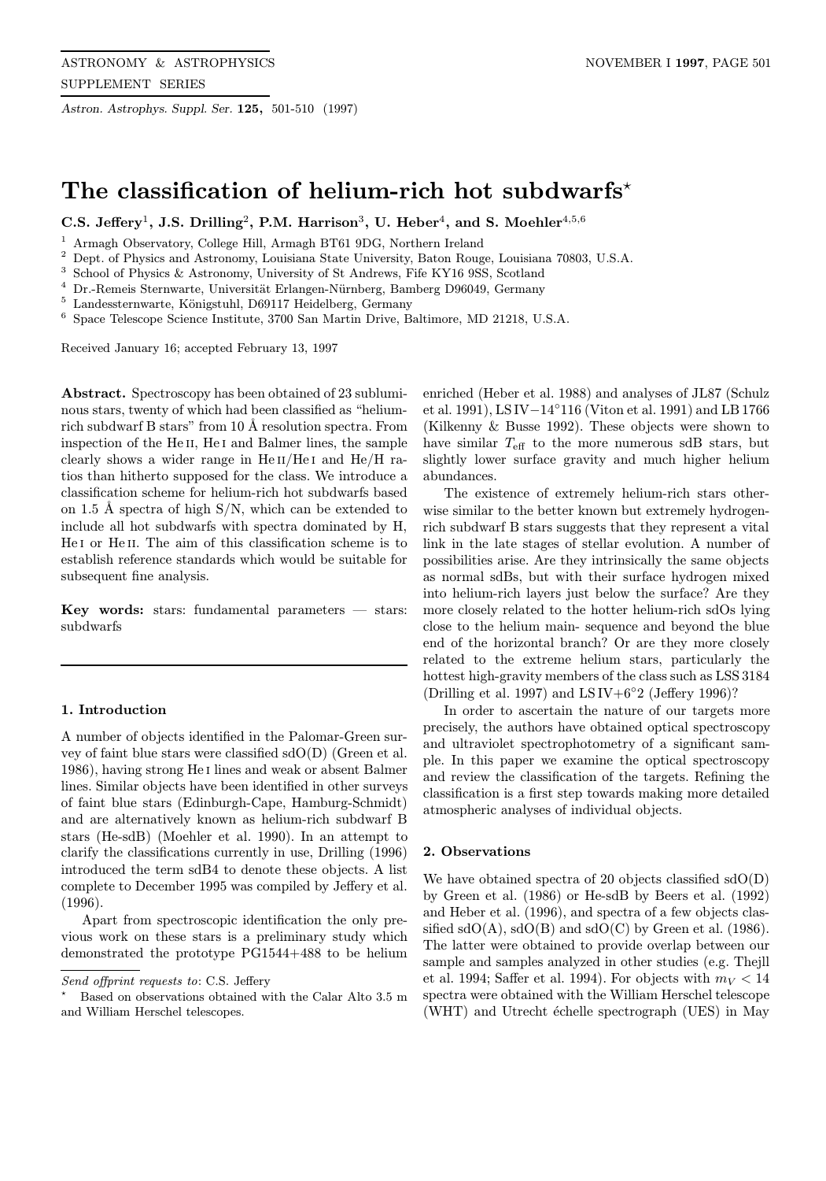# The classification of helium-rich hot subdwarfs*

**C.S. Jeffery[1], J.S. Drilling[2], P.M. Harrison[3], U. Heber[4], and S. Moehler[4,5,6]**

[1] Armagh Observatory, College Hill, Armagh BT61 9DG, Northern Ireland
[2] Dept. of Physics and Astronomy, Louisiana State University, Baton Rouge, Louisiana 70803, U.S.A.
[3] School of Physics & Astronomy, University of St Andrews, Fife KY16 9SS, Scotland
[4] Dr.-Remeis Sternwarte, Universität Erlangen-Nürnberg, Bamberg D96049, Germany
[5] Landessternwarte, Königstuhl, D69117 Heidelberg, Germany
[6] Space Telescope Science Institute, 3700 San Martin Drive, Baltimore, MD 21218, U.S.A.

Received January 16; accepted February 13, 1997

**Abstract.** Spectroscopy has been obtained of 23 subluminous stars, twenty of which had been classified as "helium-rich subdwarf B stars" from 10 Å resolution spectra. From inspection of the He II, He I and Balmer lines, the sample clearly shows a wider range in He II/He I and He/H ratios than hitherto supposed for the class. We introduce a classification scheme for helium-rich hot subdwarfs based on 1.5 Å spectra of high S/N, which can be extended to include all hot subdwarfs with spectra dominated by H, He I or He II. The aim of this classification scheme is to establish reference standards which would be suitable for subsequent fine analysis.

**Key words:** stars: fundamental parameters — stars: subdwarfs

## 1. Introduction

A number of objects identified in the Palomar-Green survey of faint blue stars were classified sdO(D) (Green et al. 1986), having strong He I lines and weak or absent Balmer lines. Similar objects have been identified in other surveys of faint blue stars (Edinburgh-Cape, Hamburg-Schmidt) and are alternatively known as helium-rich subdwarf B stars (He-sdB) (Moehler et al. 1990). In an attempt to clarify the classifications currently in use, Drilling (1996) introduced the term sdB4 to denote these objects. A list complete to December 1995 was compiled by Jeffery et al. (1996).

Apart from spectroscopic identification the only previous work on these stars is a preliminary study which demonstrated the prototype PG1544+488 to be helium enriched (Heber et al. 1988) and analyses of JL87 (Schulz et al. 1991), LS IV−14°116 (Viton et al. 1991) and LB 1766 (Kilkenny & Busse 1992). These objects were shown to have similar $T_{\rm eff}$ to the more numerous sdB stars, but slightly lower surface gravity and much higher helium abundances.

The existence of extremely helium-rich stars otherwise similar to the better known but extremely hydrogen-rich subdwarf B stars suggests that they represent a vital link in the late stages of stellar evolution. A number of possibilities arise. Are they intrinsically the same objects as normal sdBs, but with their surface hydrogen mixed into helium-rich layers just below the surface? Are they more closely related to the hotter helium-rich sdOs lying close to the helium main- sequence and beyond the blue end of the horizontal branch? Or are they more closely related to the extreme helium stars, particularly the hottest high-gravity members of the class such as LSS 3184 (Drilling et al. 1997) and LS IV+6°2 (Jeffery 1996)?

In order to ascertain the nature of our targets more precisely, the authors have obtained optical spectroscopy and ultraviolet spectrophotometry of a significant sample. In this paper we examine the optical spectroscopy and review the classification of the targets. Refining the classification is a first step towards making more detailed atmospheric analyses of individual objects.

## 2. Observations

We have obtained spectra of 20 objects classified sdO(D) by Green et al. (1986) or He-sdB by Beers et al. (1992) and Heber et al. (1996), and spectra of a few objects classified sdO(A), sdO(B) and sdO(C) by Green et al. (1986). The latter were obtained to provide overlap between our sample and samples analyzed in other studies (e.g. Thejll et al. 1994; Saffer et al. 1994). For objects with $m_V < 14$ spectra were obtained with the William Herschel telescope (WHT) and Utrecht échelle spectrograph (UES) in May

---

*Send offprint requests to*: C.S. Jeffery

\* Based on observations obtained with the Calar Alto 3.5 m and William Herschel telescopes.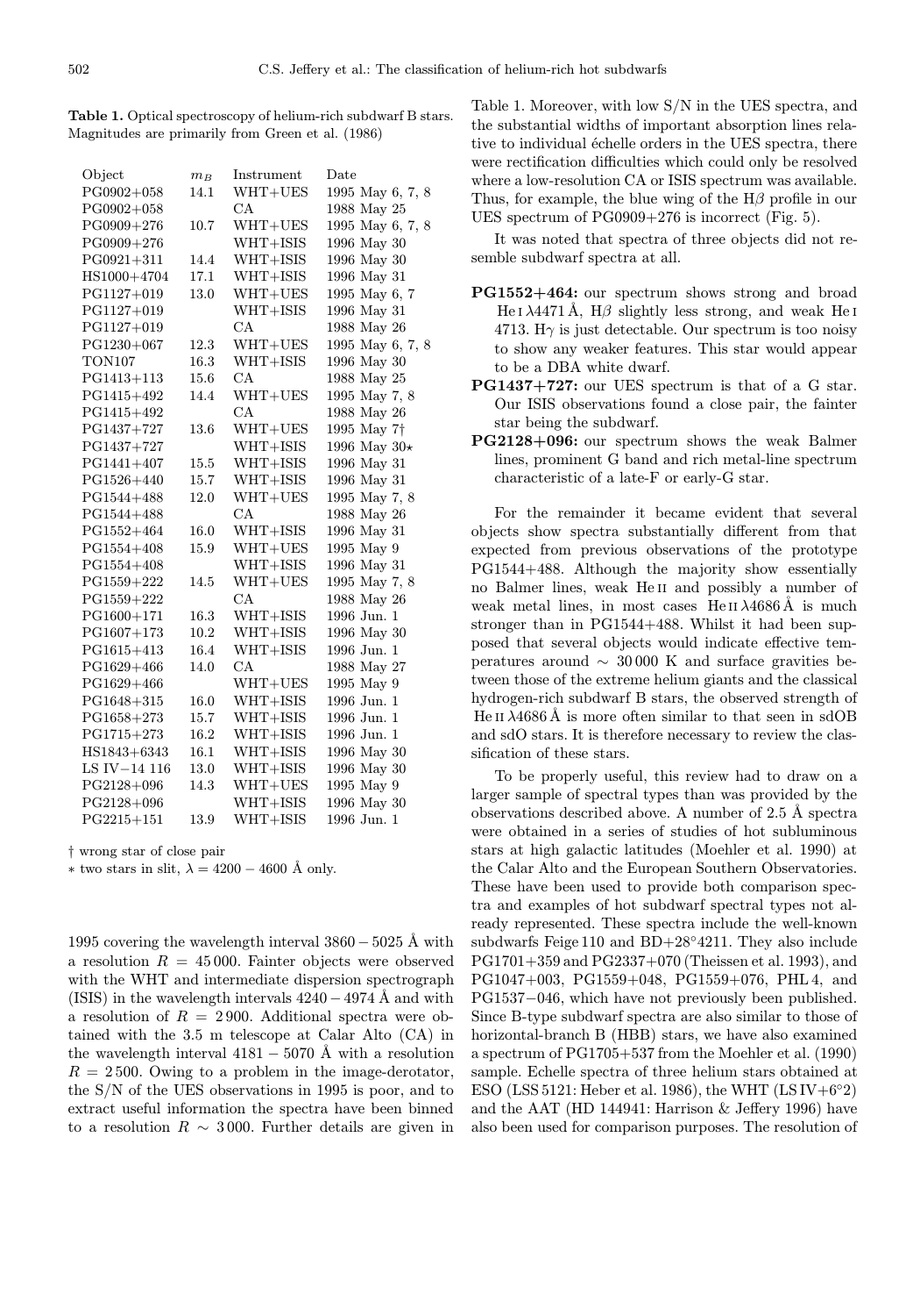**Table 1.** Optical spectroscopy of helium-rich subdwarf B stars. Magnitudes are primarily from Green et al. (1986)

| Object | $m_B$ | Instrument | Date |
|---|---|---|---|
| PG0902+058 | 14.1 | WHT+UES | 1995 May 6, 7, 8 |
| PG0902+058 | | CA | 1988 May 25 |
| PG0909+276 | 10.7 | WHT+UES | 1995 May 6, 7, 8 |
| PG0909+276 | | WHT+ISIS | 1996 May 30 |
| PG0921+311 | 14.4 | WHT+ISIS | 1996 May 30 |
| HS1000+4704 | 17.1 | WHT+ISIS | 1996 May 31 |
| PG1127+019 | 13.0 | WHT+UES | 1995 May 6, 7 |
| PG1127+019 | | WHT+ISIS | 1996 May 31 |
| PG1127+019 | | CA | 1988 May 26 |
| PG1230+067 | 12.3 | WHT+UES | 1995 May 6, 7, 8 |
| TON107 | 16.3 | WHT+ISIS | 1996 May 30 |
| PG1413+113 | 15.6 | CA | 1988 May 25 |
| PG1415+492 | 14.4 | WHT+UES | 1995 May 7, 8 |
| PG1415+492 | | CA | 1988 May 26 |
| PG1437+727 | 13.6 | WHT+UES | 1995 May 7† |
| PG1437+727 | | WHT+ISIS | 1996 May 30⋆ |
| PG1441+407 | 15.5 | WHT+ISIS | 1996 May 31 |
| PG1526+440 | 15.7 | WHT+ISIS | 1996 May 31 |
| PG1544+488 | 12.0 | WHT+UES | 1995 May 7, 8 |
| PG1544+488 | | CA | 1988 May 26 |
| PG1552+464 | 16.0 | WHT+ISIS | 1996 May 31 |
| PG1554+408 | 15.9 | WHT+UES | 1995 May 9 |
| PG1554+408 | | WHT+ISIS | 1996 May 31 |
| PG1559+222 | 14.5 | WHT+UES | 1995 May 7, 8 |
| PG1559+222 | | CA | 1988 May 26 |
| PG1600+171 | 16.3 | WHT+ISIS | 1996 Jun. 1 |
| PG1607+173 | 10.2 | WHT+ISIS | 1996 May 30 |
| PG1615+413 | 16.4 | WHT+ISIS | 1996 Jun. 1 |
| PG1629+466 | 14.0 | CA | 1988 May 27 |
| PG1629+466 | | WHT+UES | 1995 May 9 |
| PG1648+315 | 16.0 | WHT+ISIS | 1996 Jun. 1 |
| PG1658+273 | 15.7 | WHT+ISIS | 1996 Jun. 1 |
| PG1715+273 | 16.2 | WHT+ISIS | 1996 Jun. 1 |
| HS1843+6343 | 16.1 | WHT+ISIS | 1996 May 30 |
| LS IV−14 116 | 13.0 | WHT+ISIS | 1996 May 30 |
| PG2128+096 | 14.3 | WHT+UES | 1995 May 9 |
| PG2128+096 | | WHT+ISIS | 1996 May 30 |
| PG2215+151 | 13.9 | WHT+ISIS | 1996 Jun. 1 |

† wrong star of close pair

⋆ two stars in slit, $\lambda = 4200 - 4600$ Å only.

1995 covering the wavelength interval $3860 - 5025$ Å with a resolution $R = 45\,000$. Fainter objects were observed with the WHT and intermediate dispersion spectrograph (ISIS) in the wavelength intervals $4240 - 4974$ Å and with a resolution of $R = 2\,900$. Additional spectra were obtained with the 3.5 m telescope at Calar Alto (CA) in the wavelength interval $4181 - 5070$ Å with a resolution $R = 2\,500$. Owing to a problem in the image-derotator, the S/N of the UES observations in 1995 is poor, and to extract useful information the spectra have been binned to a resolution $R \sim 3\,000$. Further details are given in Table 1. Moreover, with low S/N in the UES spectra, and the substantial widths of important absorption lines relative to individual échelle orders in the UES spectra, there were rectification difficulties which could only be resolved where a low-resolution CA or ISIS spectrum was available. Thus, for example, the blue wing of the Hβ profile in our UES spectrum of PG0909+276 is incorrect (Fig. 5).

It was noted that spectra of three objects did not resemble subdwarf spectra at all.

- **PG1552+464:** our spectrum shows strong and broad He I λ4471 Å, Hβ slightly less strong, and weak He I 4713. Hγ is just detectable. Our spectrum is too noisy to show any weaker features. This star would appear to be a DBA white dwarf.
- **PG1437+727:** our UES spectrum is that of a G star. Our ISIS observations found a close pair, the fainter star being the subdwarf.
- **PG2128+096:** our spectrum shows the weak Balmer lines, prominent G band and rich metal-line spectrum characteristic of a late-F or early-G star.

For the remainder it became evident that several objects show spectra substantially different from that expected from previous observations of the prototype PG1544+488. Although the majority show essentially no Balmer lines, weak He II and possibly a number of weak metal lines, in most cases He II λ4686 Å is much stronger than in PG1544+488. Whilst it had been supposed that several objects would indicate effective temperatures around $\sim 30\,000$ K and surface gravities between those of the extreme helium giants and the classical hydrogen-rich subdwarf B stars, the observed strength of He II λ4686 Å is more often similar to that seen in sdOB and sdO stars. It is therefore necessary to review the classification of these stars.

To be properly useful, this review had to draw on a larger sample of spectral types than was provided by the observations described above. A number of 2.5 Å spectra were obtained in a series of studies of hot subluminous stars at high galactic latitudes (Moehler et al. 1990) at the Calar Alto and the European Southern Observatories. These have been used to provide both comparison spectra and examples of hot subdwarf spectral types not already represented. These spectra include the well-known subdwarfs Feige 110 and BD+28°4211. They also include PG1701+359 and PG2337+070 (Theissen et al. 1993), and PG1047+003, PG1559+048, PG1559+076, PHL 4, and PG1537−046, which have not previously been published. Since B-type subdwarf spectra are also similar to those of horizontal-branch B (HBB) stars, we have also examined a spectrum of PG1705+537 from the Moehler et al. (1990) sample. Echelle spectra of three helium stars obtained at ESO (LSS 5121: Heber et al. 1986), the WHT (LS IV+6°2) and the AAT (HD 144941: Harrison & Jeffery 1996) have also been used for comparison purposes. The resolution of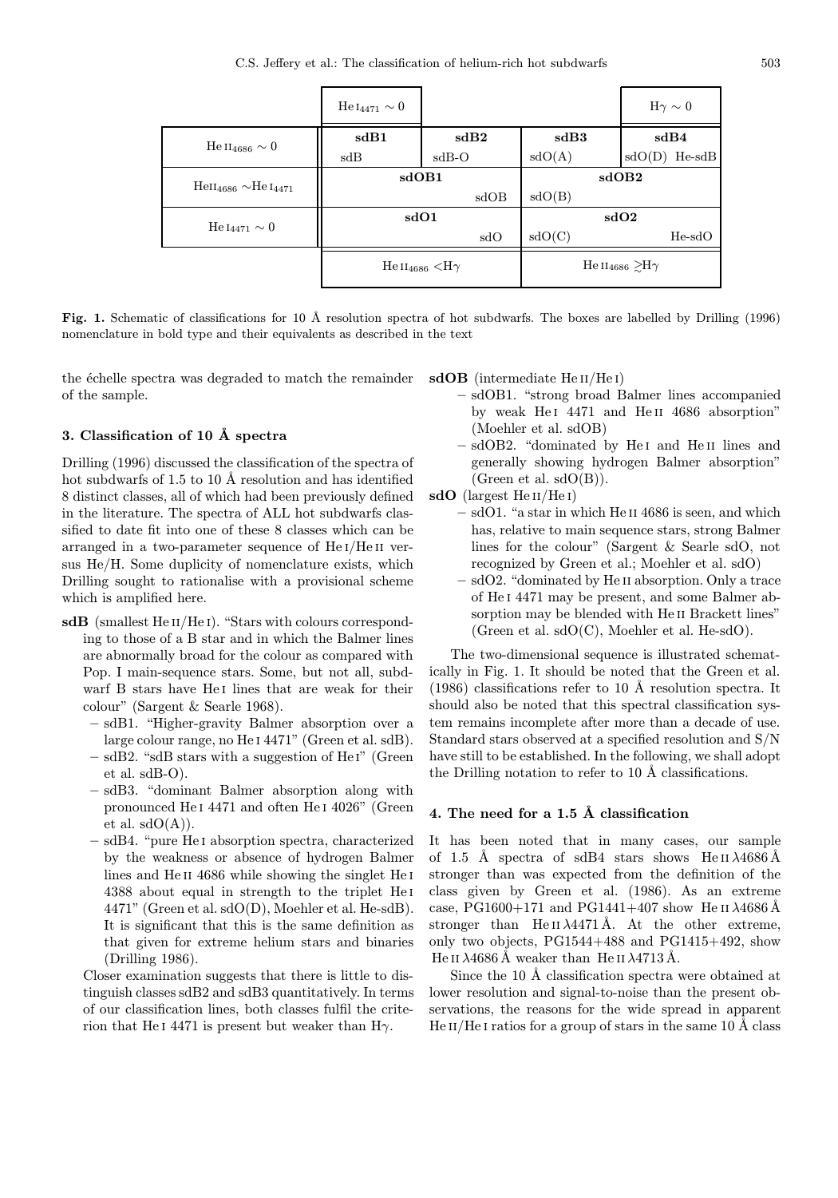|  | He I$_{4471}$ ∼ 0 |  |  | Hγ ∼ 0 |
|---|---|---|---|---|
| He II$_{4686}$ ∼ 0 | **sdB1** sdB | **sdB2** sdB-O | **sdB3** sdO(A) | **sdB4** sdO(D) He-sdB |
| HeII$_{4686}$ ∼He I$_{4471}$ | **sdOB1** | sdOB | **sdOB2** sdO(B) |  |
| He I$_{4471}$ ∼ 0 | **sdO1** | sdO | **sdO2** sdO(C) | He-sdO |
|  | He II$_{4686}$ <Hγ |  | He II$_{4686}$ ≳Hγ |  |

**Fig. 1.** Schematic of classifications for 10 Å resolution spectra of hot subdwarfs. The boxes are labelled by Drilling (1996) nomenclature in bold type and their equivalents as described in the text

the échelle spectra was degraded to match the remainder of the sample.

## 3. Classification of 10 Å spectra

Drilling (1996) discussed the classification of the spectra of hot subdwarfs of 1.5 to 10 Å resolution and has identified 8 distinct classes, all of which had been previously defined in the literature. The spectra of ALL hot subdwarfs classified to date fit into one of these 8 classes which can be arranged in a two-parameter sequence of He I/He II versus He/H. Some duplicity of nomenclature exists, which Drilling sought to rationalise with a provisional scheme which is amplified here.

**sdB** (smallest He II/He I). "Stars with colours corresponding to those of a B star and in which the Balmer lines are abnormally broad for the colour as compared with Pop. I main-sequence stars. Some, but not all, subdwarf B stars have He I lines that are weak for their colour" (Sargent & Searle 1968).

- sdB1. "Higher-gravity Balmer absorption over a large colour range, no He I 4471" (Green et al. sdB).
- sdB2. "sdB stars with a suggestion of He I" (Green et al. sdB-O).
- sdB3. "dominant Balmer absorption along with pronounced He I 4471 and often He I 4026" (Green et al. sdO(A)).
- sdB4. "pure He I absorption spectra, characterized by the weakness or absence of hydrogen Balmer lines and He II 4686 while showing the singlet He I 4388 about equal in strength to the triplet He I 4471" (Green et al. sdO(D), Moehler et al. He-sdB). It is significant that this is the same definition as that given for extreme helium stars and binaries (Drilling 1986).

Closer examination suggests that there is little to distinguish classes sdB2 and sdB3 quantitatively. In terms of our classification lines, both classes fulfil the criterion that He I 4471 is present but weaker than Hγ.

**sdOB** (intermediate He II/He I)

- sdOB1. "strong broad Balmer lines accompanied by weak He I 4471 and He II 4686 absorption" (Moehler et al. sdOB)
- sdOB2. "dominated by He I and He II lines and generally showing hydrogen Balmer absorption" (Green et al. sdO(B)).

**sdO** (largest He II/He I)

- sdO1. "a star in which He II 4686 is seen, and which has, relative to main sequence stars, strong Balmer lines for the colour" (Sargent & Searle sdO, not recognized by Green et al.; Moehler et al. sdO)
- sdO2. "dominated by He II absorption. Only a trace of He I 4471 may be present, and some Balmer absorption may be blended with He II Brackett lines" (Green et al. sdO(C), Moehler et al. He-sdO).

The two-dimensional sequence is illustrated schematically in Fig. 1. It should be noted that the Green et al. (1986) classifications refer to 10 Å resolution spectra. It should also be noted that this spectral classification system remains incomplete after more than a decade of use. Standard stars observed at a specified resolution and S/N have still to be established. In the following, we shall adopt the Drilling notation to refer to 10 Å classifications.

## 4. The need for a 1.5 Å classification

It has been noted that in many cases, our sample of 1.5 Å spectra of sdB4 stars shows He II λ4686 Å stronger than was expected from the definition of the class given by Green et al. (1986). As an extreme case, PG1600+171 and PG1441+407 show He II λ4686 Å stronger than He II λ4471 Å. At the other extreme, only two objects, PG1544+488 and PG1415+492, show He II λ4686 Å weaker than He II λ4713 Å.

Since the 10 Å classification spectra were obtained at lower resolution and signal-to-noise than the present observations, the reasons for the wide spread in apparent He II/He I ratios for a group of stars in the same 10 Å class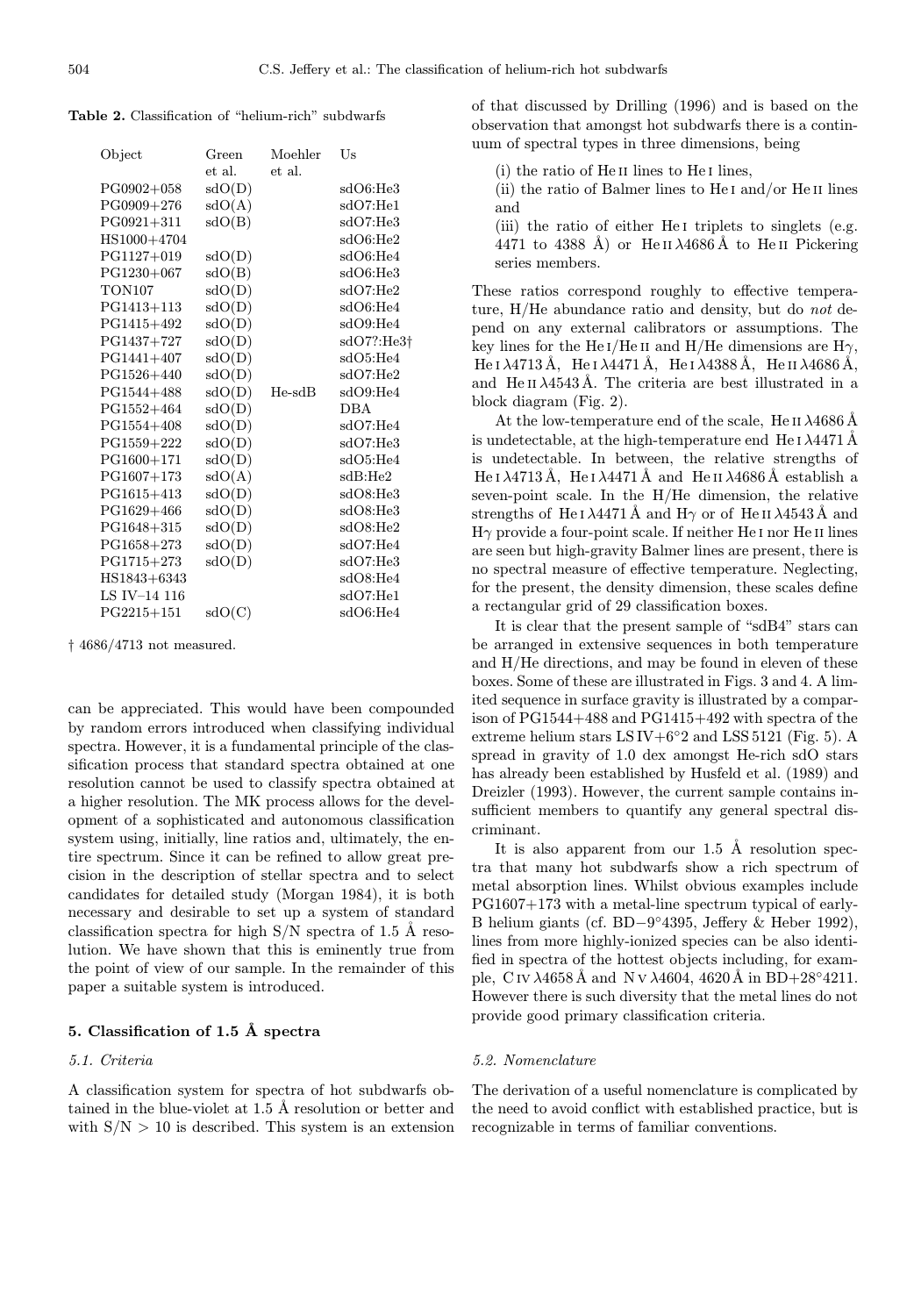**Table 2.** Classification of "helium-rich" subdwarfs

| Object | Green et al. | Moehler et al. | Us |
|---|---|---|---|
| PG0902+058 | sdO(D) | | sdO6:He3 |
| PG0909+276 | sdO(A) | | sdO7:He1 |
| PG0921+311 | sdO(B) | | sdO7:He3 |
| HS1000+4704 | | | sdO6:He2 |
| PG1127+019 | sdO(D) | | sdO6:He4 |
| PG1230+067 | sdO(B) | | sdO6:He3 |
| TON107 | sdO(D) | | sdO7:He2 |
| PG1413+113 | sdO(D) | | sdO6:He4 |
| PG1415+492 | sdO(D) | | sdO9:He4 |
| PG1437+727 | sdO(D) | | sdO7?:He3† |
| PG1441+407 | sdO(D) | | sdO5:He4 |
| PG1526+440 | sdO(D) | | sdO7:He2 |
| PG1544+488 | sdO(D) | He-sdB | sdO9:He4 |
| PG1552+464 | sdO(D) | | DBA |
| PG1554+408 | sdO(D) | | sdO7:He4 |
| PG1559+222 | sdO(D) | | sdO7:He3 |
| PG1600+171 | sdO(D) | | sdO5:He4 |
| PG1607+173 | sdO(A) | | sdB:He2 |
| PG1615+413 | sdO(D) | | sdO8:He3 |
| PG1629+466 | sdO(D) | | sdO8:He3 |
| PG1648+315 | sdO(D) | | sdO8:He2 |
| PG1658+273 | sdO(D) | | sdO7:He4 |
| PG1715+273 | sdO(D) | | sdO7:He3 |
| HS1843+6343 | | | sdO8:He4 |
| LS IV–14 116 | | | sdO7:He1 |
| PG2215+151 | sdO(C) | | sdO6:He4 |

† 4686/4713 not measured.

can be appreciated. This would have been compounded by random errors introduced when classifying individual spectra. However, it is a fundamental principle of the classification process that standard spectra obtained at one resolution cannot be used to classify spectra obtained at a higher resolution. The MK process allows for the development of a sophisticated and autonomous classification system using, initially, line ratios and, ultimately, the entire spectrum. Since it can be refined to allow great precision in the description of stellar spectra and to select candidates for detailed study (Morgan 1984), it is both necessary and desirable to set up a system of standard classification spectra for high S/N spectra of 1.5 Å resolution. We have shown that this is eminently true from the point of view of our sample. In the remainder of this paper a suitable system is introduced.

## 5. Classification of 1.5 Å spectra

### 5.1. Criteria

A classification system for spectra of hot subdwarfs obtained in the blue-violet at 1.5 Å resolution or better and with S/N > 10 is described. This system is an extension of that discussed by Drilling (1996) and is based on the observation that amongst hot subdwarfs there is a continuum of spectral types in three dimensions, being

(i) the ratio of He II lines to He I lines,

(ii) the ratio of Balmer lines to He I and/or He II lines and

(iii) the ratio of either He I triplets to singlets (e.g. 4471 to 4388 Å) or He II $\lambda$4686 Å to He II Pickering series members.

These ratios correspond roughly to effective temperature, H/He abundance ratio and density, but do *not* depend on any external calibrators or assumptions. The key lines for the He I/He II and H/He dimensions are H$\gamma$, He I $\lambda$4713 Å, He I $\lambda$4471 Å, He I $\lambda$4388 Å, He II $\lambda$4686 Å, and He II $\lambda$4543 Å. The criteria are best illustrated in a block diagram (Fig. 2).

At the low-temperature end of the scale, He II $\lambda$4686 Å is undetectable, at the high-temperature end He I $\lambda$4471 Å is undetectable. In between, the relative strengths of He I $\lambda$4713 Å, He I $\lambda$4471 Å and He II $\lambda$4686 Å establish a seven-point scale. In the H/He dimension, the relative strengths of He I $\lambda$4471 Å and H$\gamma$ or of He II $\lambda$4543 Å and H$\gamma$ provide a four-point scale. If neither He I nor He II lines are seen but high-gravity Balmer lines are present, there is no spectral measure of effective temperature. Neglecting, for the present, the density dimension, these scales define a rectangular grid of 29 classification boxes.

It is clear that the present sample of "sdB4" stars can be arranged in extensive sequences in both temperature and H/He directions, and may be found in eleven of these boxes. Some of these are illustrated in Figs. 3 and 4. A limited sequence in surface gravity is illustrated by a comparison of PG1544+488 and PG1415+492 with spectra of the extreme helium stars LS IV+6°2 and LSS 5121 (Fig. 5). A spread in gravity of 1.0 dex amongst He-rich sdO stars has already been established by Husfeld et al. (1989) and Dreizler (1993). However, the current sample contains insufficient members to quantify any general spectral discriminant.

It is also apparent from our 1.5 Å resolution spectra that many hot subdwarfs show a rich spectrum of metal absorption lines. Whilst obvious examples include PG1607+173 with a metal-line spectrum typical of early-B helium giants (cf. BD−9°4395, Jeffery & Heber 1992), lines from more highly-ionized species can be also identified in spectra of the hottest objects including, for example, C IV $\lambda$4658 Å and N V $\lambda$4604, 4620 Å in BD+28°4211. However there is such diversity that the metal lines do not provide good primary classification criteria.

### 5.2. Nomenclature

The derivation of a useful nomenclature is complicated by the need to avoid conflict with established practice, but is recognizable in terms of familiar conventions.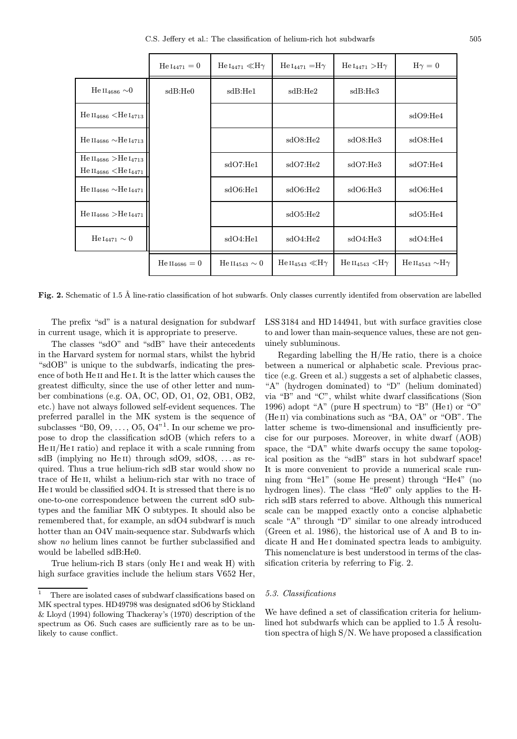| | He I$_{4471}$ = 0 | He I$_{4471}$ ≪Hγ | He I$_{4471}$ =Hγ | He I$_{4471}$ >Hγ | Hγ = 0 |
|---|---|---|---|---|---|
| He II$_{4686}$ ∼0 | sdB:He0 | sdB:He1 | sdB:He2 | sdB:He3 | |
| He II$_{4686}$ <He I$_{4713}$ | | | | | sdO9:He4 |
| He II$_{4686}$ ∼He I$_{4713}$ | | | sdO8:He2 | sdO8:He3 | sdO8:He4 |
| He II$_{4686}$ >He I$_{4713}$ He II$_{4686}$ <He I$_{4471}$ | | sdO7:He1 | sdO7:He2 | sdO7:He3 | sdO7:He4 |
| He II$_{4686}$ ∼He I$_{4471}$ | | sdO6:He1 | sdO6:He2 | sdO6:He3 | sdO6:He4 |
| He II$_{4686}$ >He I$_{4471}$ | | | sdO5:He2 | | sdO5:He4 |
| He I$_{4471}$ ∼ 0 | | sdO4:He1 | sdO4:He2 | sdO4:He3 | sdO4:He4 |
| | He II$_{4686}$ = 0 | He II$_{4543}$ ∼ 0 | He II$_{4543}$ ≪Hγ | He II$_{4543}$ <Hγ | He II$_{4543}$ ∼Hγ |

**Fig. 2.** Schematic of 1.5 Å line-ratio classification of hot subwarfs. Only classes currently identifed from observation are labelled

The prefix "sd" is a natural designation for subdwarf in current usage, which it is appropriate to preserve.

The classes "sdO" and "sdB" have their antecedents in the Harvard system for normal stars, whilst the hybrid "sdOB" is unique to the subdwarfs, indicating the presence of both He II and He I. It is the latter which causes the greatest difficulty, since the use of other letter and number combinations (e.g. OA, OC, OD, O1, O2, OB1, OB2, etc.) have not always followed self-evident sequences. The preferred parallel in the MK system is the sequence of subclasses "B0, O9, ..., O5, O4"[1]. In our scheme we propose to drop the classification sdOB (which refers to a He II/He I ratio) and replace it with a scale running from sdB (implying no He II) through sdO9, sdO8, ... as required. Thus a true helium-rich sdB star would show no trace of He II, whilst a helium-rich star with no trace of He I would be classified sdO4. It is stressed that there is no one-to-one correspondence between the current sdO subtypes and the familiar MK O subtypes. It should also be remembered that, for example, an sdO4 subdwarf is much hotter than an O4V main-sequence star. Subdwarfs which show *no* helium lines cannot be further subclassified and would be labelled sdB:He0.

True helium-rich B stars (only He I and weak H) with high surface gravities include the helium stars V652 Her, LSS 3184 and HD 144941, but with surface gravities close to and lower than main-sequence values, these are not genuinely subluminous.

Regarding labelling the H/He ratio, there is a choice between a numerical or alphabetic scale. Previous practice (e.g. Green et al.) suggests a set of alphabetic classes, "A" (hydrogen dominated) to "D" (helium dominated) via "B" and "C", whilst white dwarf classifications (Sion 1996) adopt "A" (pure H spectrum) to "B" (He I) or "O" (He II) via combinations such as "BA, OA" or "OB". The latter scheme is two-dimensional and insufficiently precise for our purposes. Moreover, in white dwarf (AOB) space, the "DA" white dwarfs occupy the same topological position as the "sdB" stars in hot subdwarf space! It is more convenient to provide a numerical scale running from "He1" (some He present) through "He4" (no hydrogen lines). The class "He0" only applies to the H-rich sdB stars referred to above. Although this numerical scale can be mapped exactly onto a concise alphabetic scale "A" through "D" similar to one already introduced (Green et al. 1986), the historical use of A and B to indicate H and He I dominated spectra leads to ambiguity. This nomenclature is best understood in terms of the classification criteria by referring to Fig. 2.

### 5.3. Classifications

We have defined a set of classification criteria for helium-lined hot subdwarfs which can be applied to 1.5 Å resolution spectra of high S/N. We have proposed a classification

[1] There are isolated cases of subdwarf classifications based on MK spectral types. HD49798 was designated sdO6 by Stickland & Lloyd (1994) following Thackeray's (1970) description of the spectrum as O6. Such cases are sufficiently rare as to be unlikely to cause conflict.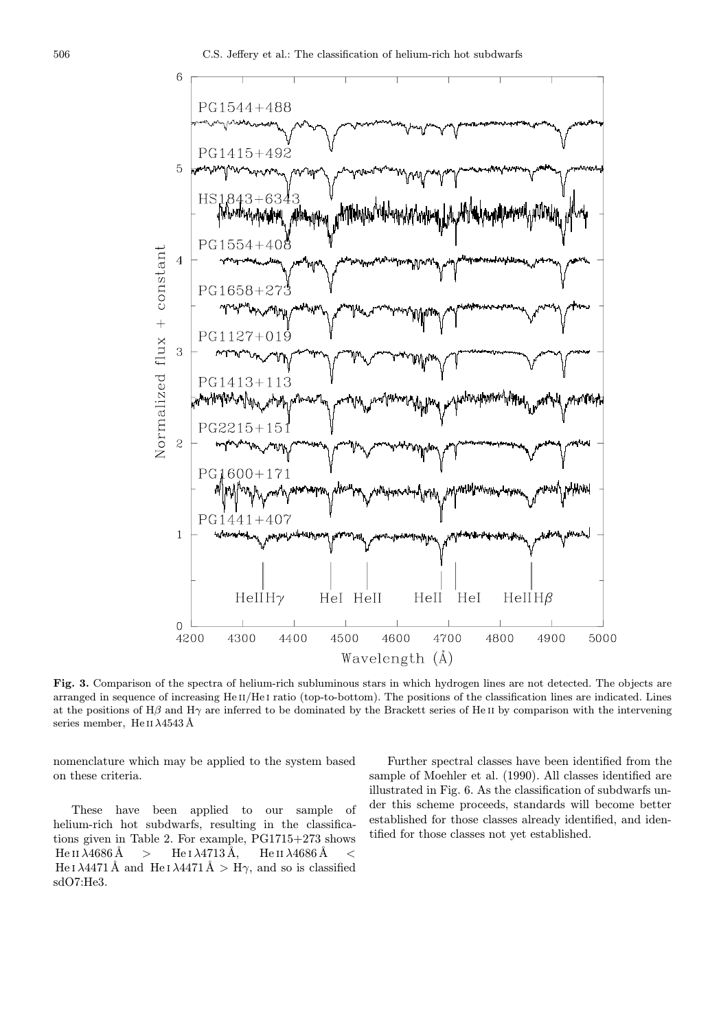**Fig. 3.** Comparison of the spectra of helium-rich subluminous stars in which hydrogen lines are not detected. The objects are arranged in sequence of increasing He II/He I ratio (top-to-bottom). The positions of the classification lines are indicated. Lines at the positions of H$\beta$ and H$\gamma$ are inferred to be dominated by the Brackett series of He II by comparison with the intervening series member, He II $\lambda$4543 Å

nomenclature which may be applied to the system based on these criteria.

These have been applied to our sample of helium-rich hot subdwarfs, resulting in the classifications given in Table 2. For example, PG1715+273 shows He II $\lambda$4686 Å $>$ He I $\lambda$4713 Å, He II $\lambda$4686 Å $<$ He I $\lambda$4471 Å and He I $\lambda$4471 Å $>$ H$\gamma$, and so is classified sdO7:He3.

Further spectral classes have been identified from the sample of Moehler et al. (1990). All classes identified are illustrated in Fig. 6. As the classification of subdwarfs under this scheme proceeds, standards will become better established for those classes already identified, and identified for those classes not yet established.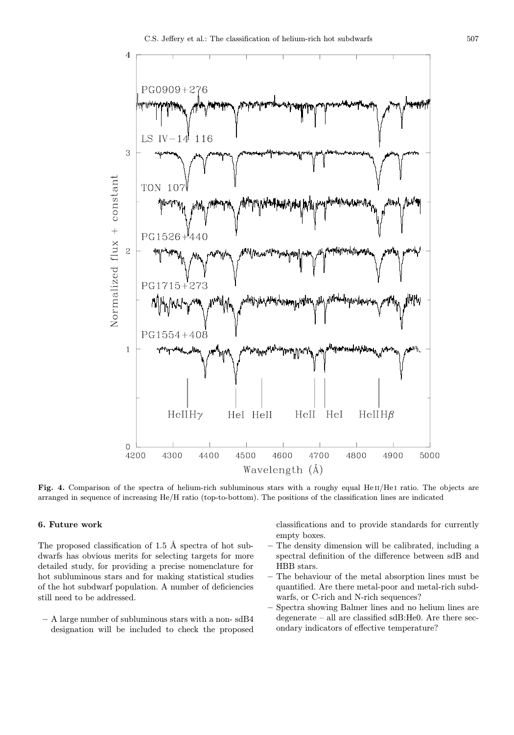**Fig. 4.** Comparison of the spectra of helium-rich subluminous stars with a roughy equal He II/He I ratio. The objects are arranged in sequence of increasing He/H ratio (top-to-bottom). The positions of the classification lines are indicated

## 6. Future work

The proposed classification of 1.5 Å spectra of hot subdwarfs has obvious merits for selecting targets for more detailed study, for providing a precise nomenclature for hot subluminous stars and for making statistical studies of the hot subdwarf population. A number of deficiencies still need to be addressed.

- A large number of subluminous stars with a non- sdB4 designation will be included to check the proposed classifications and to provide standards for currently empty boxes.
- The density dimension will be calibrated, including a spectral definition of the difference between sdB and HBB stars.
- The behaviour of the metal absorption lines must be quantified. Are there metal-poor and metal-rich subdwarfs, or C-rich and N-rich sequences?
- Spectra showing Balmer lines and no helium lines are degenerate – all are classified sdB:He0. Are there secondary indicators of effective temperature?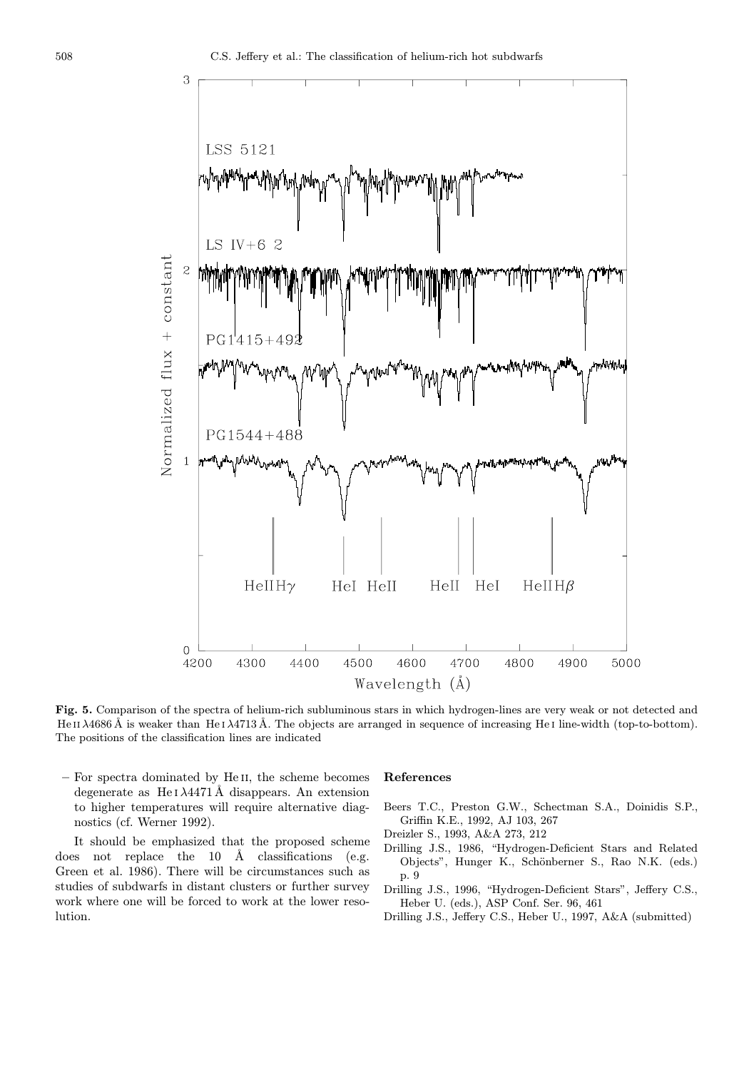**Fig. 5.** Comparison of the spectra of helium-rich subluminous stars in which hydrogen-lines are very weak or not detected and He II λ4686 Å is weaker than He I λ4713 Å. The objects are arranged in sequence of increasing He I line-width (top-to-bottom). The positions of the classification lines are indicated

– For spectra dominated by He II, the scheme becomes degenerate as He I λ4471 Å disappears. An extension to higher temperatures will require alternative diagnostics (cf. Werner 1992).

It should be emphasized that the proposed scheme does not replace the 10 Å classifications (e.g. Green et al. 1986). There will be circumstances such as studies of subdwarfs in distant clusters or further survey work where one will be forced to work at the lower resolution.

## References

Beers T.C., Preston G.W., Schectman S.A., Doinidis S.P., Griffin K.E., 1992, AJ 103, 267

Dreizler S., 1993, A&A 273, 212

Drilling J.S., 1986, "Hydrogen-Deficient Stars and Related Objects", Hunger K., Schönberner S., Rao N.K. (eds.) p. 9

Drilling J.S., 1996, "Hydrogen-Deficient Stars", Jeffery C.S., Heber U. (eds.), ASP Conf. Ser. 96, 461

Drilling J.S., Jeffery C.S., Heber U., 1997, A&A (submitted)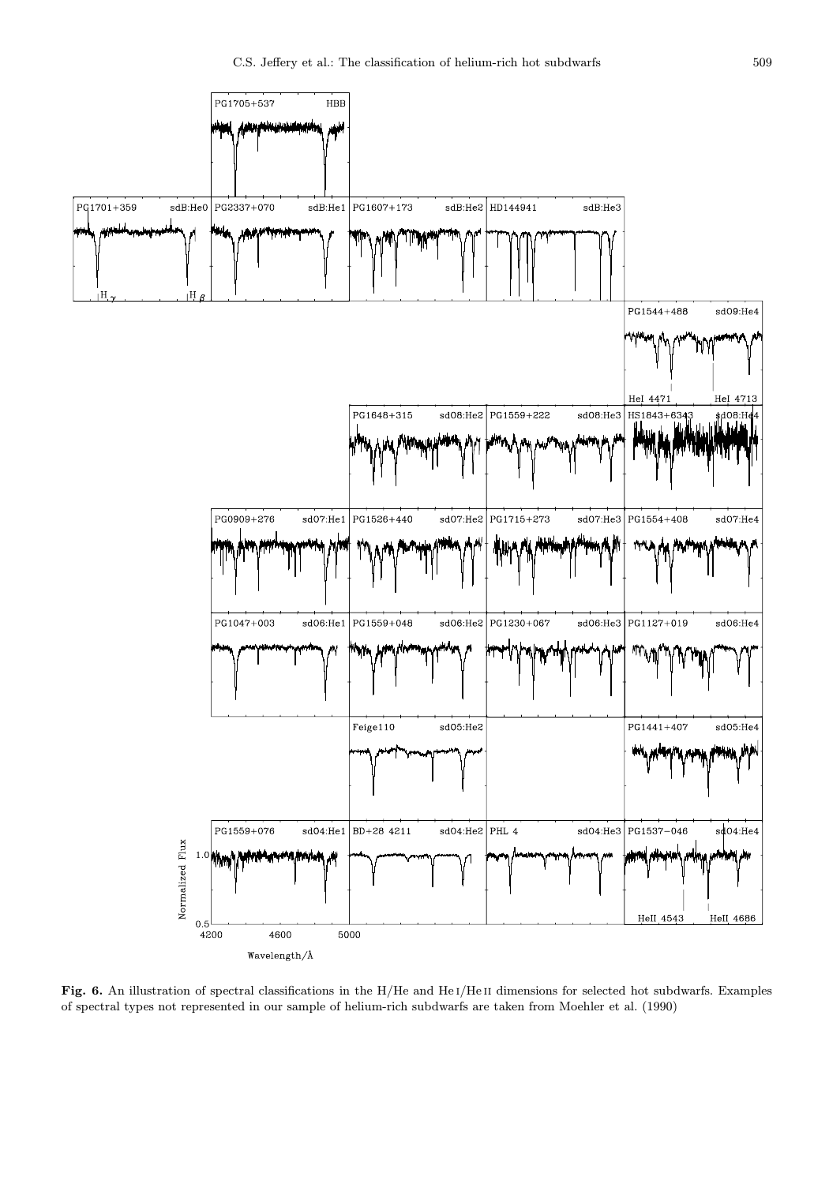**Fig. 6.** An illustration of spectral classifications in the H/He and He I/He II dimensions for selected hot subdwarfs. Examples of spectral types not represented in our sample of helium-rich subdwarfs are taken from Moehler et al. (1990)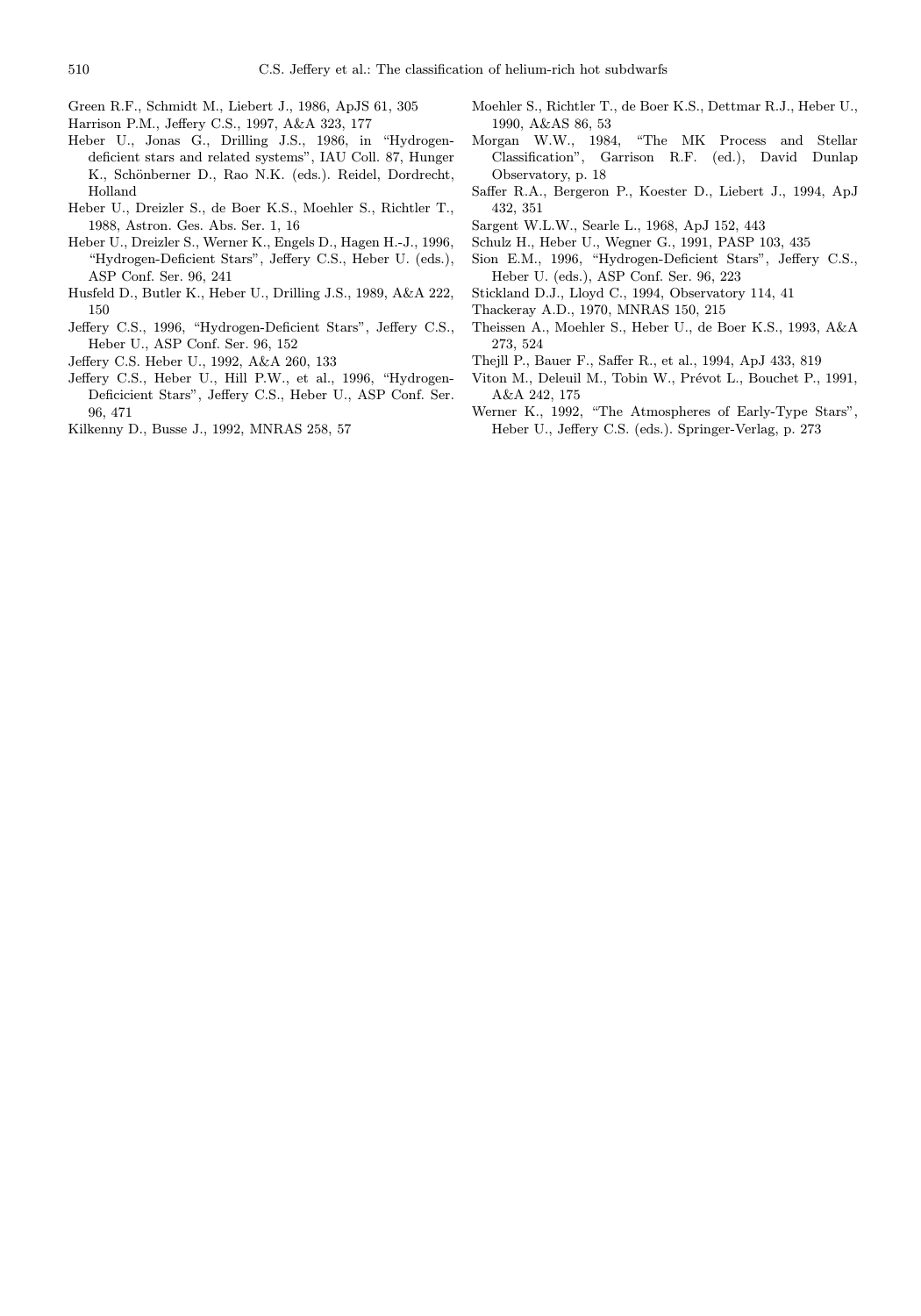Green R.F., Schmidt M., Liebert J., 1986, ApJS 61, 305

Harrison P.M., Jeffery C.S., 1997, A&A 323, 177

Heber U., Jonas G., Drilling J.S., 1986, in "Hydrogen-deficient stars and related systems", IAU Coll. 87, Hunger K., Schönberner D., Rao N.K. (eds.). Reidel, Dordrecht, Holland

Heber U., Dreizler S., de Boer K.S., Moehler S., Richtler T., 1988, Astron. Ges. Abs. Ser. 1, 16

Heber U., Dreizler S., Werner K., Engels D., Hagen H.-J., 1996, "Hydrogen-Deficient Stars", Jeffery C.S., Heber U. (eds.), ASP Conf. Ser. 96, 241

Husfeld D., Butler K., Heber U., Drilling J.S., 1989, A&A 222, 150

Jeffery C.S., 1996, "Hydrogen-Deficient Stars", Jeffery C.S., Heber U., ASP Conf. Ser. 96, 152

Jeffery C.S. Heber U., 1992, A&A 260, 133

Jeffery C.S., Heber U., Hill P.W., et al., 1996, "Hydrogen-Deficicient Stars", Jeffery C.S., Heber U., ASP Conf. Ser. 96, 471

Kilkenny D., Busse J., 1992, MNRAS 258, 57

Moehler S., Richtler T., de Boer K.S., Dettmar R.J., Heber U., 1990, A&AS 86, 53

Morgan W.W., 1984, "The MK Process and Stellar Classification", Garrison R.F. (ed.), David Dunlap Observatory, p. 18

Saffer R.A., Bergeron P., Koester D., Liebert J., 1994, ApJ 432, 351

Sargent W.L.W., Searle L., 1968, ApJ 152, 443

Schulz H., Heber U., Wegner G., 1991, PASP 103, 435

Sion E.M., 1996, "Hydrogen-Deficient Stars", Jeffery C.S., Heber U. (eds.), ASP Conf. Ser. 96, 223

Stickland D.J., Lloyd C., 1994, Observatory 114, 41

Thackeray A.D., 1970, MNRAS 150, 215

Theissen A., Moehler S., Heber U., de Boer K.S., 1993, A&A 273, 524

Thejll P., Bauer F., Saffer R., et al., 1994, ApJ 433, 819

Viton M., Deleuil M., Tobin W., Prévot L., Bouchet P., 1991, A&A 242, 175

Werner K., 1992, "The Atmospheres of Early-Type Stars", Heber U., Jeffery C.S. (eds.). Springer-Verlag, p. 273